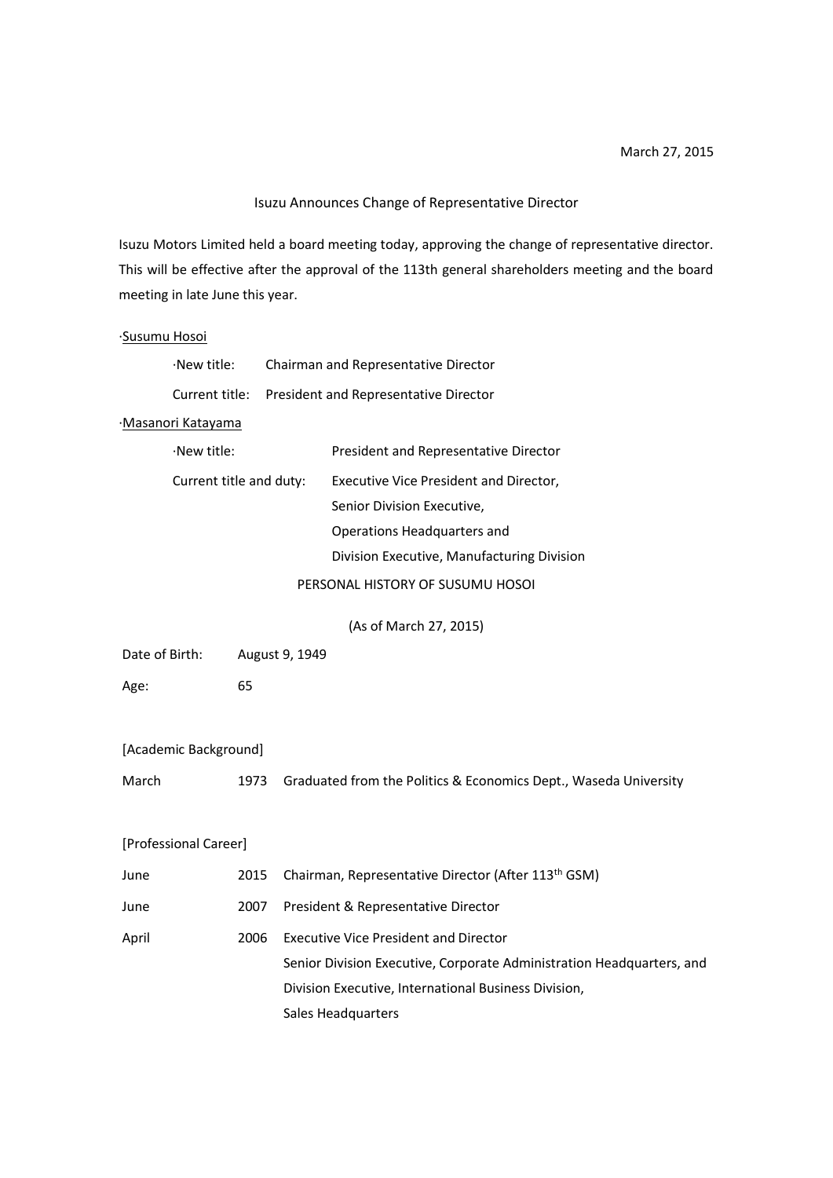March 27, 2015

# Isuzu Announces Change of Representative Director

Isuzu Motors Limited held a board meeting today, approving the change of representative director. This will be effective after the approval of the 113th general shareholders meeting and the board meeting in late June this year.

·Susumu Hosoi

- ·New title: Chairman and Representative Director
- Current title: President and Representative Director

·Masanori Katayama

- ·New title: President and Representative Director
- Current title and duty: Executive Vice President and Director, Senior Division Executive, Operations Headquarters and Division Executive, Manufacturing Division

## PERSONAL HISTORY OF SUSUMU HOSOI

(As of March 27, 2015)

Date of Birth: August 9, 1949

Age: 65

[Academic Background]

| | | |
|---|---|---|
| March | 1973 | Graduated from the Politics & Economics Dept., Waseda University |

[Professional Career]

| | | |
|---|---|---|
| June | 2015 | Chairman, Representative Director (After 113th GSM) |
| June | 2007 | President & Representative Director |
| April | 2006 | Executive Vice President and Director<br>Senior Division Executive, Corporate Administration Headquarters, and<br>Division Executive, International Business Division,<br>Sales Headquarters |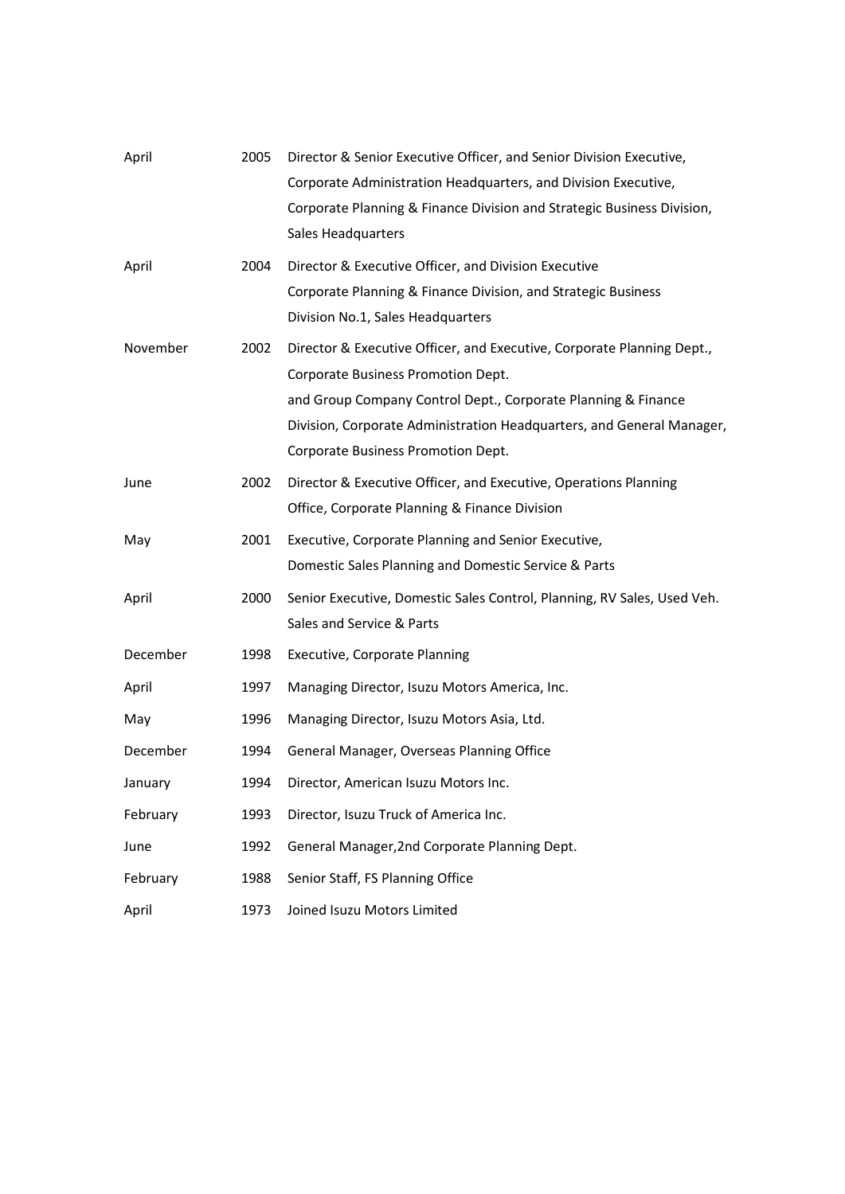| | | |
|---|---|---|
| April | 2005 | Director & Senior Executive Officer, and Senior Division Executive, Corporate Administration Headquarters, and Division Executive, Corporate Planning & Finance Division and Strategic Business Division, Sales Headquarters |
| April | 2004 | Director & Executive Officer, and Division Executive Corporate Planning & Finance Division, and Strategic Business Division No.1, Sales Headquarters |
| November | 2002 | Director & Executive Officer, and Executive, Corporate Planning Dept., Corporate Business Promotion Dept. and Group Company Control Dept., Corporate Planning & Finance Division, Corporate Administration Headquarters, and General Manager, Corporate Business Promotion Dept. |
| June | 2002 | Director & Executive Officer, and Executive, Operations Planning Office, Corporate Planning & Finance Division |
| May | 2001 | Executive, Corporate Planning and Senior Executive, Domestic Sales Planning and Domestic Service & Parts |
| April | 2000 | Senior Executive, Domestic Sales Control, Planning, RV Sales, Used Veh. Sales and Service & Parts |
| December | 1998 | Executive, Corporate Planning |
| April | 1997 | Managing Director, Isuzu Motors America, Inc. |
| May | 1996 | Managing Director, Isuzu Motors Asia, Ltd. |
| December | 1994 | General Manager, Overseas Planning Office |
| January | 1994 | Director, American Isuzu Motors Inc. |
| February | 1993 | Director, Isuzu Truck of America Inc. |
| June | 1992 | General Manager,2nd Corporate Planning Dept. |
| February | 1988 | Senior Staff, FS Planning Office |
| April | 1973 | Joined Isuzu Motors Limited |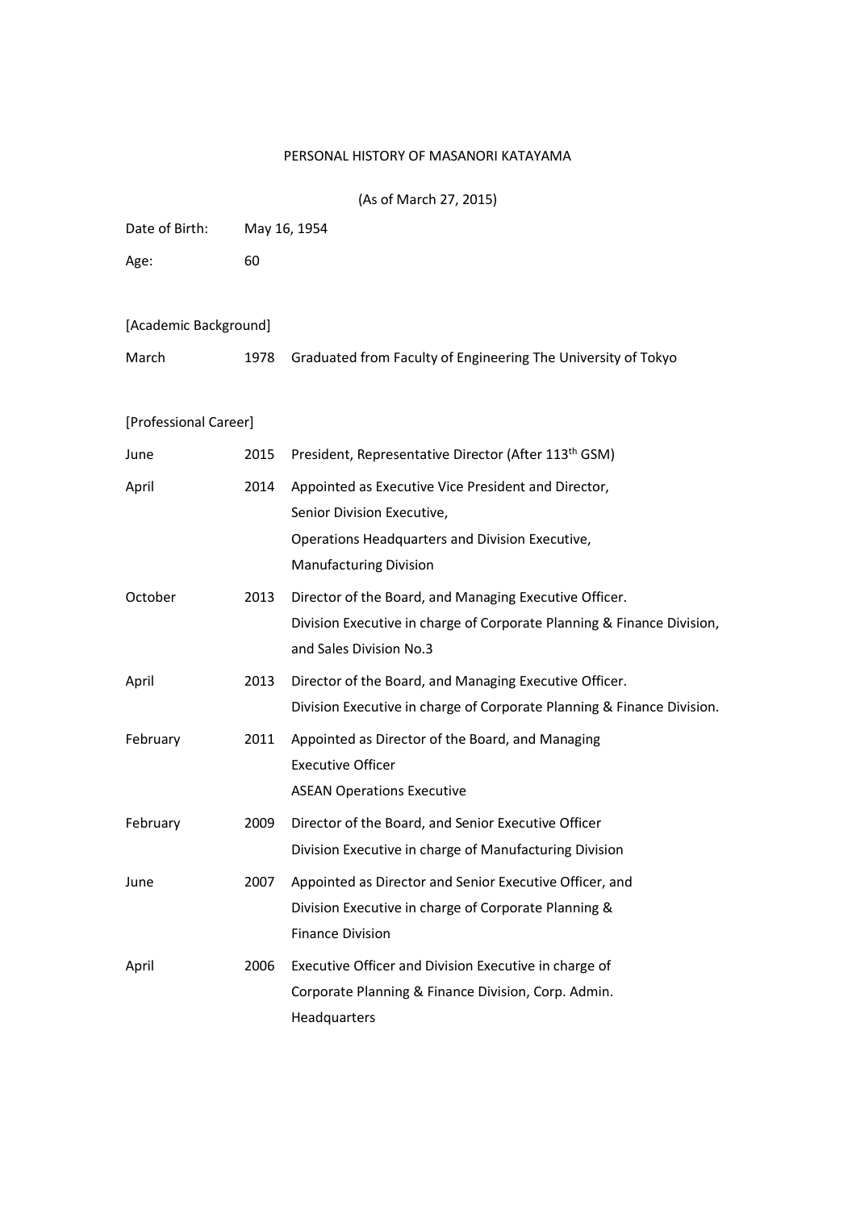# PERSONAL HISTORY OF MASANORI KATAYAMA

(As of March 27, 2015)

| | |
|---|---|
| Date of Birth: | May 16, 1954 |
| Age: | 60 |

[Academic Background]

| | | |
|---|---|---|
| March | 1978 | Graduated from Faculty of Engineering The University of Tokyo |

[Professional Career]

| | | |
|---|---|---|
| June | 2015 | President, Representative Director (After 113th GSM) |
| April | 2014 | Appointed as Executive Vice President and Director, Senior Division Executive, Operations Headquarters and Division Executive, Manufacturing Division |
| October | 2013 | Director of the Board, and Managing Executive Officer. Division Executive in charge of Corporate Planning & Finance Division, and Sales Division No.3 |
| April | 2013 | Director of the Board, and Managing Executive Officer. Division Executive in charge of Corporate Planning & Finance Division. |
| February | 2011 | Appointed as Director of the Board, and Managing Executive Officer ASEAN Operations Executive |
| February | 2009 | Director of the Board, and Senior Executive Officer Division Executive in charge of Manufacturing Division |
| June | 2007 | Appointed as Director and Senior Executive Officer, and Division Executive in charge of Corporate Planning & Finance Division |
| April | 2006 | Executive Officer and Division Executive in charge of Corporate Planning & Finance Division, Corp. Admin. Headquarters |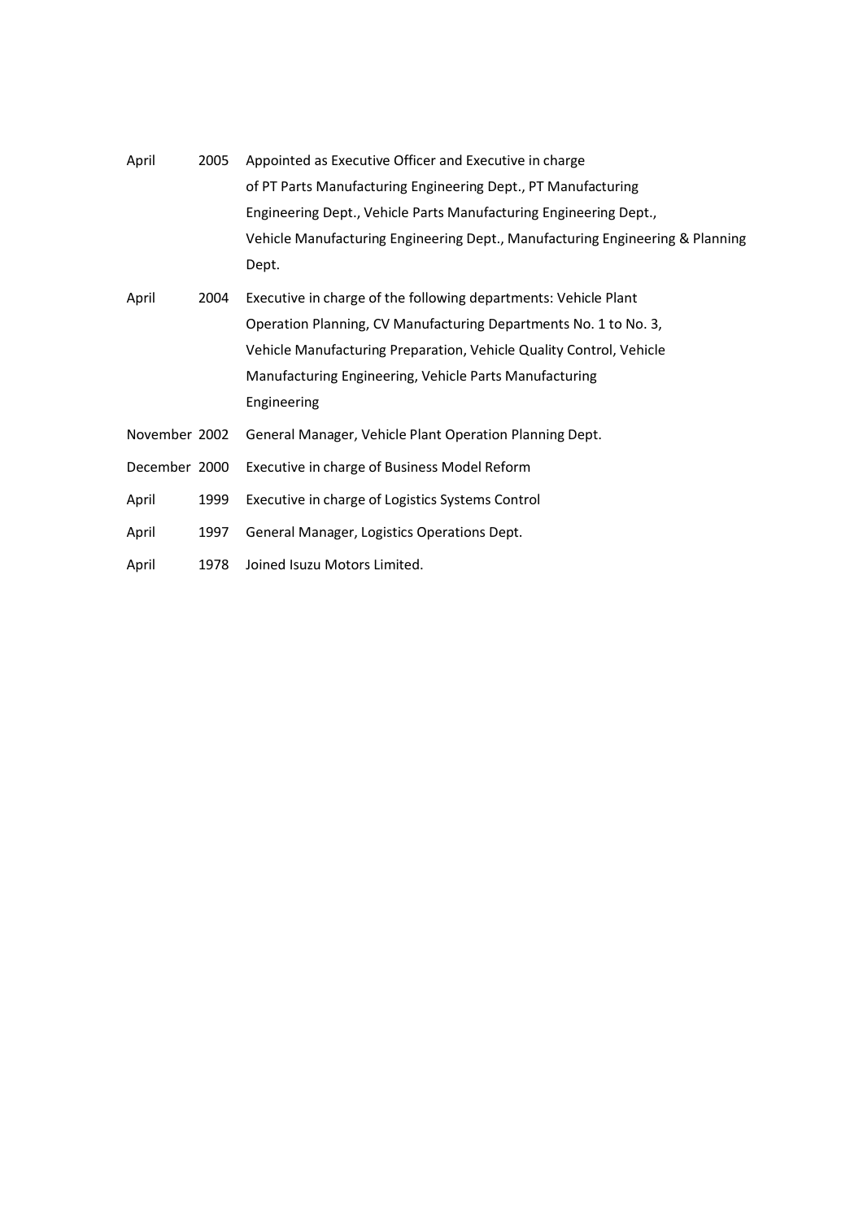| | | |
|---|---|---|
| April | 2005 | Appointed as Executive Officer and Executive in charge of PT Parts Manufacturing Engineering Dept., PT Manufacturing Engineering Dept., Vehicle Parts Manufacturing Engineering Dept., Vehicle Manufacturing Engineering Dept., Manufacturing Engineering & Planning Dept. |
| April | 2004 | Executive in charge of the following departments: Vehicle Plant Operation Planning, CV Manufacturing Departments No. 1 to No. 3, Vehicle Manufacturing Preparation, Vehicle Quality Control, Vehicle Manufacturing Engineering, Vehicle Parts Manufacturing Engineering |
| November | 2002 | General Manager, Vehicle Plant Operation Planning Dept. |
| December | 2000 | Executive in charge of Business Model Reform |
| April | 1999 | Executive in charge of Logistics Systems Control |
| April | 1997 | General Manager, Logistics Operations Dept. |
| April | 1978 | Joined Isuzu Motors Limited. |